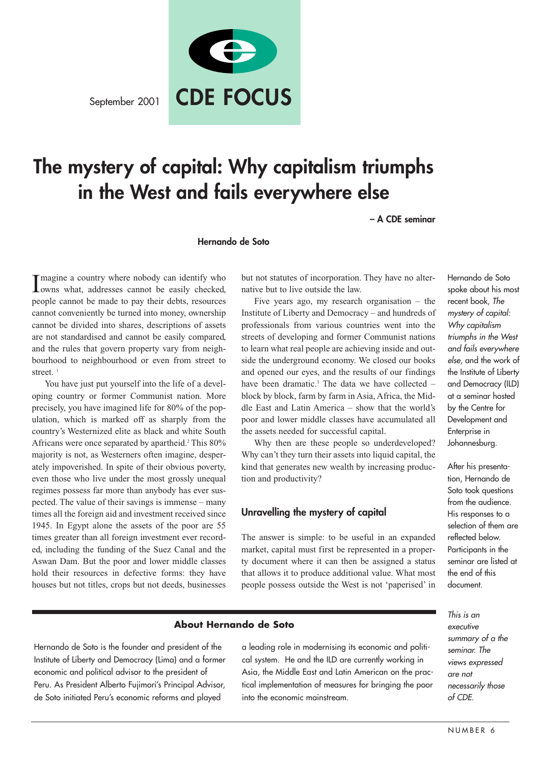September 2001

# CDE FOCUS

# The mystery of capital: Why capitalism triumphs in the West and fails everywhere else

**– A CDE seminar**

**Hernando de Soto**

Imagine a country where nobody can identify who owns what, addresses cannot be easily checked, people cannot be made to pay their debts, resources cannot conveniently be turned into money, ownership cannot be divided into shares, descriptions of assets are not standardised and cannot be easily compared, and the rules that govern property vary from neighbourhood to neighbourhood or even from street to street. [1]

You have just put yourself into the life of a developing country or former Communist nation. More precisely, you have imagined life for 80% of the population, which is marked off as sharply from the country's Westernized elite as black and white South Africans were once separated by apartheid.[2] This 80% majority is not, as Westerners often imagine, desperately impoverished. In spite of their obvious poverty, even those who live under the most grossly unequal regimes possess far more than anybody has ever suspected. The value of their savings is immense – many times all the foreign aid and investment received since 1945. In Egypt alone the assets of the poor are 55 times greater than all foreign investment ever recorded, including the funding of the Suez Canal and the Aswan Dam. But the poor and lower middle classes hold their resources in defective forms: they have houses but not titles, crops but not deeds, businesses but not statutes of incorporation. They have no alternative but to live outside the law.

Five years ago, my research organisation – the Institute of Liberty and Democracy – and hundreds of professionals from various countries went into the streets of developing and former Communist nations to learn what real people are achieving inside and outside the underground economy. We closed our books and opened our eyes, and the results of our findings have been dramatic.[3] The data we have collected – block by block, farm by farm in Asia, Africa, the Middle East and Latin America – show that the world's poor and lower middle classes have accumulated all the assets needed for successful capital.

Why then are these people so underdeveloped? Why can't they turn their assets into liquid capital, the kind that generates new wealth by increasing production and productivity?

## Unravelling the mystery of capital

The answer is simple: to be useful in an expanded market, capital must first be represented in a property document where it can then be assigned a status that allows it to produce additional value. What most people possess outside the West is not 'paperised' in

Hernando de Soto spoke about his most recent book, *The mystery of capital: Why capitalism triumphs in the West and fails everywhere else*, and the work of the Institute of Liberty and Democracy (ILD) at a seminar hosted by the Centre for Development and Enterprise in Johannesburg.

After his presentation, Hernando de Soto took questions from the audience. His responses to a selection of them are reflected below. Participants in the seminar are listed at the end of this document.

### About Hernando de Soto

Hernando de Soto is the founder and president of the Institute of Liberty and Democracy (Lima) and a former economic and political advisor to the president of Peru. As President Alberto Fujimori's Principal Advisor, de Soto initiated Peru's economic reforms and played a leading role in modernising its economic and political system. He and the ILD are currently working in Asia, the Middle East and Latin American on the practical implementation of measures for bringing the poor into the economic mainstream.

*This is an executive summary of a the seminar. The views expressed are not necessarily those of CDE.*

NUMBER 6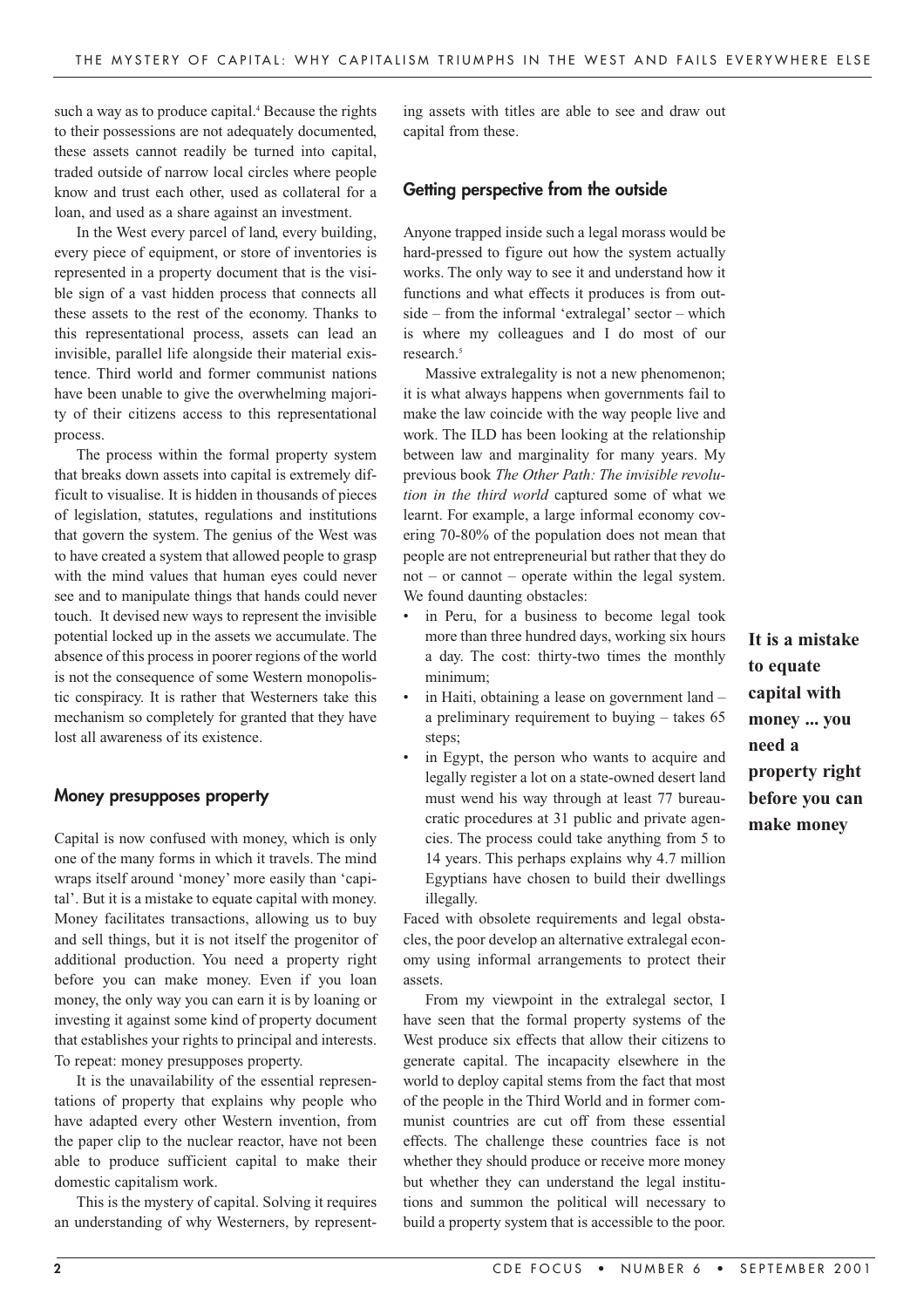such a way as to produce capital.[4] Because the rights to their possessions are not adequately documented, these assets cannot readily be turned into capital, traded outside of narrow local circles where people know and trust each other, used as collateral for a loan, and used as a share against an investment.

In the West every parcel of land, every building, every piece of equipment, or store of inventories is represented in a property document that is the visible sign of a vast hidden process that connects all these assets to the rest of the economy. Thanks to this representational process, assets can lead an invisible, parallel life alongside their material existence. Third world and former communist nations have been unable to give the overwhelming majority of their citizens access to this representational process.

The process within the formal property system that breaks down assets into capital is extremely difficult to visualise. It is hidden in thousands of pieces of legislation, statutes, regulations and institutions that govern the system. The genius of the West was to have created a system that allowed people to grasp with the mind values that human eyes could never see and to manipulate things that hands could never touch. It devised new ways to represent the invisible potential locked up in the assets we accumulate. The absence of this process in poorer regions of the world is not the consequence of some Western monopolistic conspiracy. It is rather that Westerners take this mechanism so completely for granted that they have lost all awareness of its existence.

## Money presupposes property

Capital is now confused with money, which is only one of the many forms in which it travels. The mind wraps itself around 'money' more easily than 'capital'. But it is a mistake to equate capital with money. Money facilitates transactions, allowing us to buy and sell things, but it is not itself the progenitor of additional production. You need a property right before you can make money. Even if you loan money, the only way you can earn it is by loaning or investing it against some kind of property document that establishes your rights to principal and interests. To repeat: money presupposes property.

It is the unavailability of the essential representations of property that explains why people who have adapted every other Western invention, from the paper clip to the nuclear reactor, have not been able to produce sufficient capital to make their domestic capitalism work.

This is the mystery of capital. Solving it requires an understanding of why Westerners, by representing assets with titles are able to see and draw out capital from these.

## Getting perspective from the outside

Anyone trapped inside such a legal morass would be hard-pressed to figure out how the system actually works. The only way to see it and understand how it functions and what effects it produces is from outside – from the informal 'extralegal' sector – which is where my colleagues and I do most of our research.[5]

Massive extralegality is not a new phenomenon; it is what always happens when governments fail to make the law coincide with the way people live and work. The ILD has been looking at the relationship between law and marginality for many years. My previous book *The Other Path: The invisible revolution in the third world* captured some of what we learnt. For example, a large informal economy covering 70-80% of the population does not mean that people are not entrepreneurial but rather that they do not – or cannot – operate within the legal system. We found daunting obstacles:

- in Peru, for a business to become legal took more than three hundred days, working six hours a day. The cost: thirty-two times the monthly minimum;
- in Haiti, obtaining a lease on government land – a preliminary requirement to buying – takes 65 steps;
- in Egypt, the person who wants to acquire and legally register a lot on a state-owned desert land must wend his way through at least 77 bureaucratic procedures at 31 public and private agencies. The process could take anything from 5 to 14 years. This perhaps explains why 4.7 million Egyptians have chosen to build their dwellings illegally.

Faced with obsolete requirements and legal obstacles, the poor develop an alternative extralegal economy using informal arrangements to protect their assets.

From my viewpoint in the extralegal sector, I have seen that the formal property systems of the West produce six effects that allow their citizens to generate capital. The incapacity elsewhere in the world to deploy capital stems from the fact that most of the people in the Third World and in former communist countries are cut off from these essential effects. The challenge these countries face is not whether they should produce or receive more money but whether they can understand the legal institutions and summon the political will necessary to build a property system that is accessible to the poor.

**It is a mistake to equate capital with money ... you need a property right before you can make money**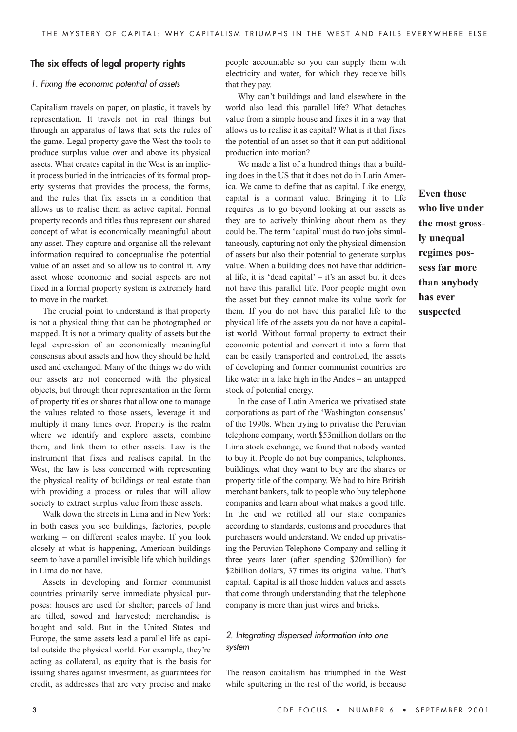## The six effects of legal property rights

### *1. Fixing the economic potential of assets*

Capitalism travels on paper, on plastic, it travels by representation. It travels not in real things but through an apparatus of laws that sets the rules of the game. Legal property gave the West the tools to produce surplus value over and above its physical assets. What creates capital in the West is an implicit process buried in the intricacies of its formal property systems that provides the process, the forms, and the rules that fix assets in a condition that allows us to realise them as active capital. Formal property records and titles thus represent our shared concept of what is economically meaningful about any asset. They capture and organise all the relevant information required to conceptualise the potential value of an asset and so allow us to control it. Any asset whose economic and social aspects are not fixed in a formal property system is extremely hard to move in the market.

The crucial point to understand is that property is not a physical thing that can be photographed or mapped. It is not a primary quality of assets but the legal expression of an economically meaningful consensus about assets and how they should be held, used and exchanged. Many of the things we do with our assets are not concerned with the physical objects, but through their representation in the form of property titles or shares that allow one to manage the values related to those assets, leverage it and multiply it many times over. Property is the realm where we identify and explore assets, combine them, and link them to other assets. Law is the instrument that fixes and realises capital. In the West, the law is less concerned with representing the physical reality of buildings or real estate than with providing a process or rules that will allow society to extract surplus value from these assets.

Walk down the streets in Lima and in New York: in both cases you see buildings, factories, people working – on different scales maybe. If you look closely at what is happening, American buildings seem to have a parallel invisible life which buildings in Lima do not have.

Assets in developing and former communist countries primarily serve immediate physical purposes: houses are used for shelter; parcels of land are tilled, sowed and harvested; merchandise is bought and sold. But in the United States and Europe, the same assets lead a parallel life as capital outside the physical world. For example, they're acting as collateral, as equity that is the basis for issuing shares against investment, as guarantees for credit, as addresses that are very precise and make people accountable so you can supply them with electricity and water, for which they receive bills that they pay.

Why can't buildings and land elsewhere in the world also lead this parallel life? What detaches value from a simple house and fixes it in a way that allows us to realise it as capital? What is it that fixes the potential of an asset so that it can put additional production into motion?

We made a list of a hundred things that a building does in the US that it does not do in Latin America. We came to define that as capital. Like energy, capital is a dormant value. Bringing it to life requires us to go beyond looking at our assets as they are to actively thinking about them as they could be. The term 'capital' must do two jobs simultaneously, capturing not only the physical dimension of assets but also their potential to generate surplus value. When a building does not have that additional life, it is 'dead capital' – it's an asset but it does not have this parallel life. Poor people might own the asset but they cannot make its value work for them. If you do not have this parallel life to the physical life of the assets you do not have a capitalist world. Without formal property to extract their economic potential and convert it into a form that can be easily transported and controlled, the assets of developing and former communist countries are like water in a lake high in the Andes – an untapped stock of potential energy.

In the case of Latin America we privatised state corporations as part of the 'Washington consensus' of the 1990s. When trying to privatise the Peruvian telephone company, worth \$53million dollars on the Lima stock exchange, we found that nobody wanted to buy it. People do not buy companies, telephones, buildings, what they want to buy are the shares or property title of the company. We had to hire British merchant bankers, talk to people who buy telephone companies and learn about what makes a good title. In the end we retitled all our state companies according to standards, customs and procedures that purchasers would understand. We ended up privatising the Peruvian Telephone Company and selling it three years later (after spending \$20million) for \$2billion dollars, 37 times its original value. That's capital. Capital is all those hidden values and assets that come through understanding that the telephone company is more than just wires and bricks.

**Even those who live under the most grossly unequal regimes possess far more than anybody has ever suspected**

### *2. Integrating dispersed information into one system*

The reason capitalism has triumphed in the West while sputtering in the rest of the world, is because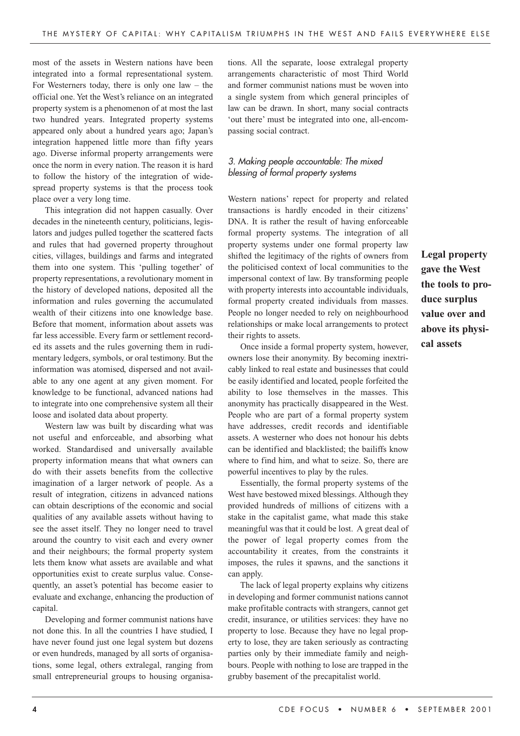most of the assets in Western nations have been integrated into a formal representational system. For Westerners today, there is only one law – the official one. Yet the West's reliance on an integrated property system is a phenomenon of at most the last two hundred years. Integrated property systems appeared only about a hundred years ago; Japan's integration happened little more than fifty years ago. Diverse informal property arrangements were once the norm in every nation. The reason it is hard to follow the history of the integration of widespread property systems is that the process took place over a very long time.

This integration did not happen casually. Over decades in the nineteenth century, politicians, legislators and judges pulled together the scattered facts and rules that had governed property throughout cities, villages, buildings and farms and integrated them into one system. This 'pulling together' of property representations, a revolutionary moment in the history of developed nations, deposited all the information and rules governing the accumulated wealth of their citizens into one knowledge base. Before that moment, information about assets was far less accessible. Every farm or settlement recorded its assets and the rules governing them in rudimentary ledgers, symbols, or oral testimony. But the information was atomised, dispersed and not available to any one agent at any given moment. For knowledge to be functional, advanced nations had to integrate into one comprehensive system all their loose and isolated data about property.

Western law was built by discarding what was not useful and enforceable, and absorbing what worked. Standardised and universally available property information means that what owners can do with their assets benefits from the collective imagination of a larger network of people. As a result of integration, citizens in advanced nations can obtain descriptions of the economic and social qualities of any available assets without having to see the asset itself. They no longer need to travel around the country to visit each and every owner and their neighbours; the formal property system lets them know what assets are available and what opportunities exist to create surplus value. Consequently, an asset's potential has become easier to evaluate and exchange, enhancing the production of capital.

Developing and former communist nations have not done this. In all the countries I have studied, I have never found just one legal system but dozens or even hundreds, managed by all sorts of organisations, some legal, others extralegal, ranging from small entrepreneurial groups to housing organisations. All the separate, loose extralegal property arrangements characteristic of most Third World and former communist nations must be woven into a single system from which general principles of law can be drawn. In short, many social contracts 'out there' must be integrated into one, all-encompassing social contract.

### *3. Making people accountable: The mixed blessing of formal property systems*

Western nations' repect for property and related transactions is hardly encoded in their citizens' DNA. It is rather the result of having enforceable formal property systems. The integration of all property systems under one formal property law shifted the legitimacy of the rights of owners from the politicised context of local communities to the impersonal context of law. By transforming people with property interests into accountable individuals, formal property created individuals from masses. People no longer needed to rely on neighbourhood relationships or make local arrangements to protect their rights to assets.

**Legal property gave the West the tools to produce surplus value over and above its physical assets**

Once inside a formal property system, however, owners lose their anonymity. By becoming inextricably linked to real estate and businesses that could be easily identified and located, people forfeited the ability to lose themselves in the masses. This anonymity has practically disappeared in the West. People who are part of a formal property system have addresses, credit records and identifiable assets. A westerner who does not honour his debts can be identified and blacklisted; the bailiffs know where to find him, and what to seize. So, there are powerful incentives to play by the rules.

Essentially, the formal property systems of the West have bestowed mixed blessings. Although they provided hundreds of millions of citizens with a stake in the capitalist game, what made this stake meaningful was that it could be lost. A great deal of the power of legal property comes from the accountability it creates, from the constraints it imposes, the rules it spawns, and the sanctions it can apply.

The lack of legal property explains why citizens in developing and former communist nations cannot make profitable contracts with strangers, cannot get credit, insurance, or utilities services: they have no property to lose. Because they have no legal property to lose, they are taken seriously as contracting parties only by their immediate family and neighbours. People with nothing to lose are trapped in the grubby basement of the precapitalist world.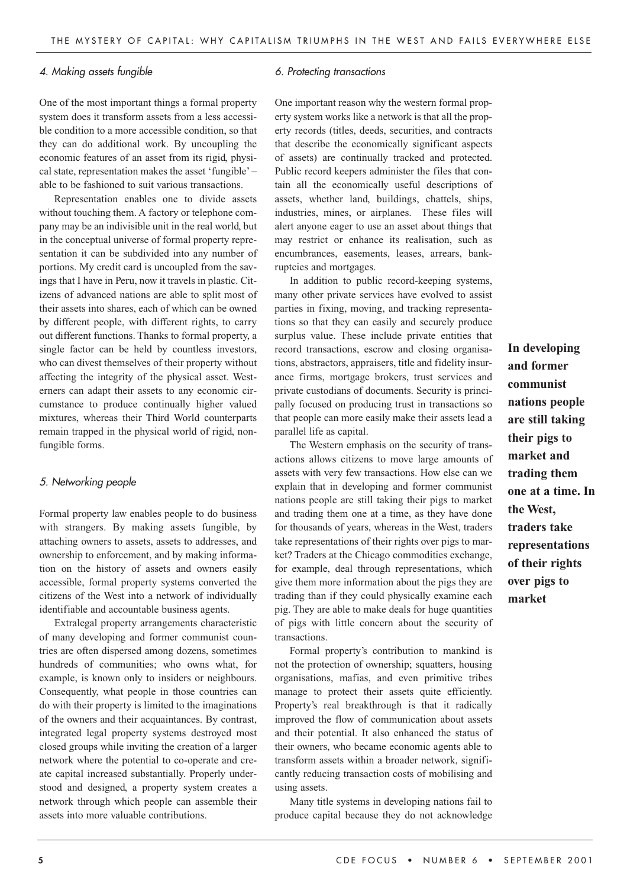### *4. Making assets fungible*

One of the most important things a formal property system does it transform assets from a less accessible condition to a more accessible condition, so that they can do additional work. By uncoupling the economic features of an asset from its rigid, physical state, representation makes the asset 'fungible' – able to be fashioned to suit various transactions.

Representation enables one to divide assets without touching them. A factory or telephone company may be an indivisible unit in the real world, but in the conceptual universe of formal property representation it can be subdivided into any number of portions. My credit card is uncoupled from the savings that I have in Peru, now it travels in plastic. Citizens of advanced nations are able to split most of their assets into shares, each of which can be owned by different people, with different rights, to carry out different functions. Thanks to formal property, a single factor can be held by countless investors, who can divest themselves of their property without affecting the integrity of the physical asset. Westerners can adapt their assets to any economic circumstance to produce continually higher valued mixtures, whereas their Third World counterparts remain trapped in the physical world of rigid, non-fungible forms.

### *5. Networking people*

Formal property law enables people to do business with strangers. By making assets fungible, by attaching owners to assets, assets to addresses, and ownership to enforcement, and by making information on the history of assets and owners easily accessible, formal property systems converted the citizens of the West into a network of individually identifiable and accountable business agents.

Extralegal property arrangements characteristic of many developing and former communist countries are often dispersed among dozens, sometimes hundreds of communities; who owns what, for example, is known only to insiders or neighbours. Consequently, what people in those countries can do with their property is limited to the imaginations of the owners and their acquaintances. By contrast, integrated legal property systems destroyed most closed groups while inviting the creation of a larger network where the potential to co-operate and create capital increased substantially. Properly understood and designed, a property system creates a network through which people can assemble their assets into more valuable contributions.

### *6. Protecting transactions*

One important reason why the western formal property system works like a network is that all the property records (titles, deeds, securities, and contracts that describe the economically significant aspects of assets) are continually tracked and protected. Public record keepers administer the files that contain all the economically useful descriptions of assets, whether land, buildings, chattels, ships, industries, mines, or airplanes. These files will alert anyone eager to use an asset about things that may restrict or enhance its realisation, such as encumbrances, easements, leases, arrears, bankruptcies and mortgages.

In addition to public record-keeping systems, many other private services have evolved to assist parties in fixing, moving, and tracking representations so that they can easily and securely produce surplus value. These include private entities that record transactions, escrow and closing organisations, abstractors, appraisers, title and fidelity insurance firms, mortgage brokers, trust services and private custodians of documents. Security is principally focused on producing trust in transactions so that people can more easily make their assets lead a parallel life as capital.

The Western emphasis on the security of transactions allows citizens to move large amounts of assets with very few transactions. How else can we explain that in developing and former communist nations people are still taking their pigs to market and trading them one at a time, as they have done for thousands of years, whereas in the West, traders take representations of their rights over pigs to market? Traders at the Chicago commodities exchange, for example, deal through representations, which give them more information about the pigs they are trading than if they could physically examine each pig. They are able to make deals for huge quantities of pigs with little concern about the security of transactions.

**In developing and former communist nations people are still taking their pigs to market and trading them one at a time. In the West, traders take representations of their rights over pigs to market**

Formal property's contribution to mankind is not the protection of ownership; squatters, housing organisations, mafias, and even primitive tribes manage to protect their assets quite efficiently. Property's real breakthrough is that it radically improved the flow of communication about assets and their potential. It also enhanced the status of their owners, who became economic agents able to transform assets within a broader network, significantly reducing transaction costs of mobilising and using assets.

Many title systems in developing nations fail to produce capital because they do not acknowledge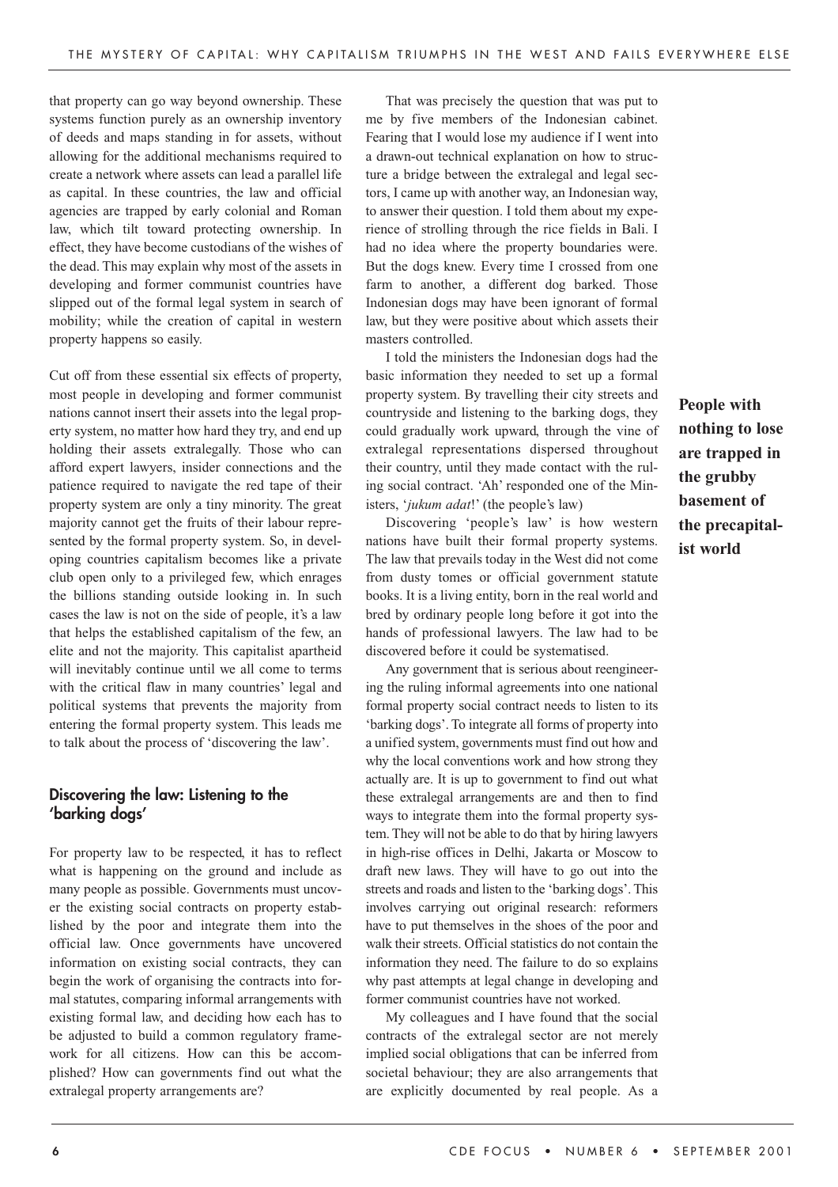that property can go way beyond ownership. These systems function purely as an ownership inventory of deeds and maps standing in for assets, without allowing for the additional mechanisms required to create a network where assets can lead a parallel life as capital. In these countries, the law and official agencies are trapped by early colonial and Roman law, which tilt toward protecting ownership. In effect, they have become custodians of the wishes of the dead. This may explain why most of the assets in developing and former communist countries have slipped out of the formal legal system in search of mobility; while the creation of capital in western property happens so easily.

Cut off from these essential six effects of property, most people in developing and former communist nations cannot insert their assets into the legal property system, no matter how hard they try, and end up holding their assets extralegally. Those who can afford expert lawyers, insider connections and the patience required to navigate the red tape of their property system are only a tiny minority. The great majority cannot get the fruits of their labour represented by the formal property system. So, in developing countries capitalism becomes like a private club open only to a privileged few, which enrages the billions standing outside looking in. In such cases the law is not on the side of people, it's a law that helps the established capitalism of the few, an elite and not the majority. This capitalist apartheid will inevitably continue until we all come to terms with the critical flaw in many countries' legal and political systems that prevents the majority from entering the formal property system. This leads me to talk about the process of 'discovering the law'.

## Discovering the law: Listening to the 'barking dogs'

For property law to be respected, it has to reflect what is happening on the ground and include as many people as possible. Governments must uncover the existing social contracts on property established by the poor and integrate them into the official law. Once governments have uncovered information on existing social contracts, they can begin the work of organising the contracts into formal statutes, comparing informal arrangements with existing formal law, and deciding how each has to be adjusted to build a common regulatory framework for all citizens. How can this be accomplished? How can governments find out what the extralegal property arrangements are?

That was precisely the question that was put to me by five members of the Indonesian cabinet. Fearing that I would lose my audience if I went into a drawn-out technical explanation on how to structure a bridge between the extralegal and legal sectors, I came up with another way, an Indonesian way, to answer their question. I told them about my experience of strolling through the rice fields in Bali. I had no idea where the property boundaries were. But the dogs knew. Every time I crossed from one farm to another, a different dog barked. Those Indonesian dogs may have been ignorant of formal law, but they were positive about which assets their masters controlled.

I told the ministers the Indonesian dogs had the basic information they needed to set up a formal property system. By travelling their city streets and countryside and listening to the barking dogs, they could gradually work upward, through the vine of extralegal representations dispersed throughout their country, until they made contact with the ruling social contract. 'Ah' responded one of the Ministers, '*jukum adat*!' (the people's law)

Discovering 'people's law' is how western nations have built their formal property systems. The law that prevails today in the West did not come from dusty tomes or official government statute books. It is a living entity, born in the real world and bred by ordinary people long before it got into the hands of professional lawyers. The law had to be discovered before it could be systematised.

Any government that is serious about reengineering the ruling informal agreements into one national formal property social contract needs to listen to its 'barking dogs'. To integrate all forms of property into a unified system, governments must find out how and why the local conventions work and how strong they actually are. It is up to government to find out what these extralegal arrangements are and then to find ways to integrate them into the formal property system. They will not be able to do that by hiring lawyers in high-rise offices in Delhi, Jakarta or Moscow to draft new laws. They will have to go out into the streets and roads and listen to the 'barking dogs'. This involves carrying out original research: reformers have to put themselves in the shoes of the poor and walk their streets. Official statistics do not contain the information they need. The failure to do so explains why past attempts at legal change in developing and former communist countries have not worked.

My colleagues and I have found that the social contracts of the extralegal sector are not merely implied social obligations that can be inferred from societal behaviour; they are also arrangements that are explicitly documented by real people. As a

**People with nothing to lose are trapped in the grubby basement of the precapitalist world**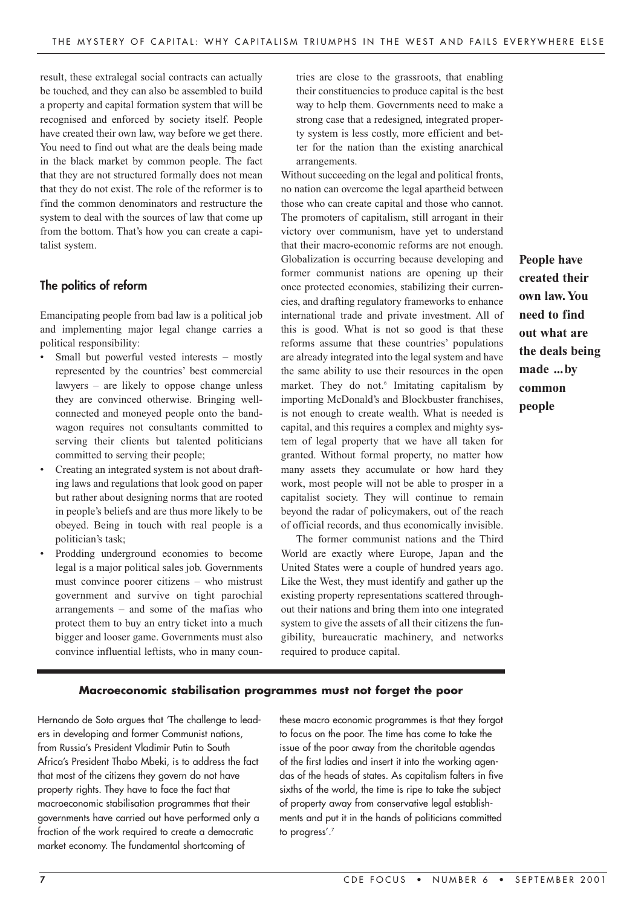result, these extralegal social contracts can actually be touched, and they can also be assembled to build a property and capital formation system that will be recognised and enforced by society itself. People have created their own law, way before we get there. You need to find out what are the deals being made in the black market by common people. The fact that they are not structured formally does not mean that they do not exist. The role of the reformer is to find the common denominators and restructure the system to deal with the sources of law that come up from the bottom. That's how you can create a capitalist system.

## The politics of reform

Emancipating people from bad law is a political job and implementing major legal change carries a political responsibility:

- Small but powerful vested interests – mostly represented by the countries' best commercial lawyers – are likely to oppose change unless they are convinced otherwise. Bringing well-connected and moneyed people onto the bandwagon requires not consultants committed to serving their clients but talented politicians committed to serving their people;
- Creating an integrated system is not about drafting laws and regulations that look good on paper but rather about designing norms that are rooted in people's beliefs and are thus more likely to be obeyed. Being in touch with real people is a politician's task;
- Prodding underground economies to become legal is a major political sales job. Governments must convince poorer citizens – who mistrust government and survive on tight parochial arrangements – and some of the mafias who protect them to buy an entry ticket into a much bigger and looser game. Governments must also convince influential leftists, who in many countries are close to the grassroots, that enabling their constituencies to produce capital is the best way to help them. Governments need to make a strong case that a redesigned, integrated property system is less costly, more efficient and better for the nation than the existing anarchical arrangements.

Without succeeding on the legal and political fronts, no nation can overcome the legal apartheid between those who can create capital and those who cannot. The promoters of capitalism, still arrogant in their victory over communism, have yet to understand that their macro-economic reforms are not enough. Globalization is occurring because developing and former communist nations are opening up their once protected economies, stabilizing their currencies, and drafting regulatory frameworks to enhance international trade and private investment. All of this is good. What is not so good is that these reforms assume that these countries' populations are already integrated into the legal system and have the same ability to use their resources in the open market. They do not.[6] Imitating capitalism by importing McDonald's and Blockbuster franchises, is not enough to create wealth. What is needed is capital, and this requires a complex and mighty system of legal property that we have all taken for granted. Without formal property, no matter how many assets they accumulate or how hard they work, most people will not be able to prosper in a capitalist society. They will continue to remain beyond the radar of policymakers, out of the reach of official records, and thus economically invisible.

The former communist nations and the Third World are exactly where Europe, Japan and the United States were a couple of hundred years ago. Like the West, they must identify and gather up the existing property representations scattered throughout their nations and bring them into one integrated system to give the assets of all their citizens the fungibility, bureaucratic machinery, and networks required to produce capital.

**People have created their own law. You need to find out what are the deals being made ... by common people**

### Macroeconomic stabilisation programmes must not forget the poor

Hernando de Soto argues that 'The challenge to leaders in developing and former Communist nations, from Russia's President Vladimir Putin to South Africa's President Thabo Mbeki, is to address the fact that most of the citizens they govern do not have property rights. They have to face the fact that macroeconomic stabilisation programmes that their governments have carried out have performed only a fraction of the work required to create a democratic market economy. The fundamental shortcoming of these macro economic programmes is that they forgot to focus on the poor. The time has come to take the issue of the poor away from the charitable agendas of the first ladies and insert it into the working agendas of the heads of states. As capitalism falters in five sixths of the world, the time is ripe to take the subject of property away from conservative legal establishments and put it in the hands of politicians committed to progress'.[7]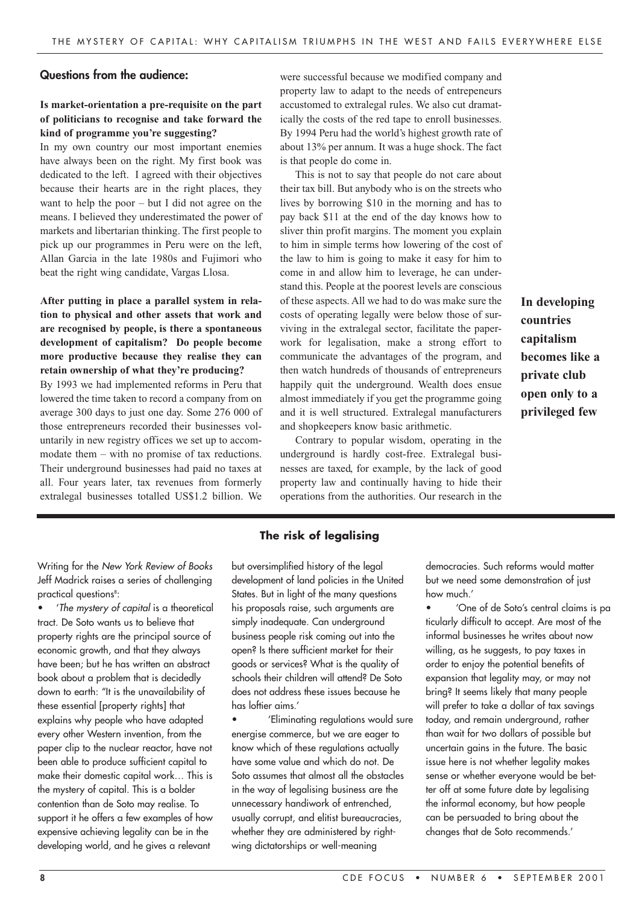### Questions from the audience:

**Is market-orientation a pre-requisite on the part of politicians to recognise and take forward the kind of programme you're suggesting?**

In my own country our most important enemies have always been on the right. My first book was dedicated to the left. I agreed with their objectives because their hearts are in the right places, they want to help the poor – but I did not agree on the means. I believed they underestimated the power of markets and libertarian thinking. The first people to pick up our programmes in Peru were on the left, Allan Garcia in the late 1980s and Fujimori who beat the right wing candidate, Vargas Llosa.

**After putting in place a parallel system in relation to physical and other assets that work and are recognised by people, is there a spontaneous development of capitalism? Do people become more productive because they realise they can retain ownership of what they're producing?**

By 1993 we had implemented reforms in Peru that lowered the time taken to record a company from on average 300 days to just one day. Some 276 000 of those entrepreneurs recorded their businesses voluntarily in new registry offices we set up to accommodate them – with no promise of tax reductions. Their underground businesses had paid no taxes at all. Four years later, tax revenues from formerly extralegal businesses totalled US$1.2 billion. We were successful because we modified company and property law to adapt to the needs of entrepeneurs accustomed to extralegal rules. We also cut dramatically the costs of the red tape to enroll businesses. By 1994 Peru had the world's highest growth rate of about 13% per annum. It was a huge shock. The fact is that people do come in.

This is not to say that people do not care about their tax bill. But anybody who is on the streets who lives by borrowing $10 in the morning and has to pay back $11 at the end of the day knows how to sliver thin profit margins. The moment you explain to him in simple terms how lowering of the cost of the law to him is going to make it easy for him to come in and allow him to leverage, he can understand this. People at the poorest levels are conscious of these aspects. All we had to do was make sure the costs of operating legally were below those of surviving in the extralegal sector, facilitate the paperwork for legalisation, make a strong effort to communicate the advantages of the program, and then watch hundreds of thousands of entrepreneurs happily quit the underground. Wealth does ensue almost immediately if you get the programme going and it is well structured. Extralegal manufacturers and shopkeepers know basic arithmetic.

Contrary to popular wisdom, operating in the underground is hardly cost-free. Extralegal businesses are taxed, for example, by the lack of good property law and continually having to hide their operations from the authorities. Our research in the

**In developing countries capitalism becomes like a private club open only to a privileged few**

### The risk of legalising

Writing for the *New York Review of Books* Jeff Madrick raises a series of challenging practical questions[8]:

- '*The mystery of capital* is a theoretical tract. De Soto wants us to believe that property rights are the principal source of economic growth, and that they always have been; but he has written an abstract book about a problem that is decidedly down to earth: "It is the unavailability of these essential [property rights] that explains why people who have adapted every other Western invention, from the paper clip to the nuclear reactor, have not been able to produce sufficient capital to make their domestic capital work… This is the mystery of capital. This is a bolder contention than de Soto may realise. To support it he offers a few examples of how expensive achieving legality can be in the developing world, and he gives a relevant but oversimplified history of the legal development of land policies in the United States. But in light of the many questions his proposals raise, such arguments are simply inadequate. Can underground business people risk coming out into the open? Is there sufficient market for their goods or services? What is the quality of schools their children will attend? De Soto does not address these issues because he has loftier aims.'
- 'Eliminating regulations would sure energise commerce, but we are eager to know which of these regulations actually have some value and which do not. De Soto assumes that almost all the obstacles in the way of legalising business are the unnecessary handiwork of entrenched, usually corrupt, and elitist bureaucracies, whether they are administered by right-wing dictatorships or well-meaning democracies. Such reforms would matter but we need some demonstration of just how much.'
- 'One of de Soto's central claims is pa ticularly difficult to accept. Are most of the informal businesses he writes about now willing, as he suggests, to pay taxes in order to enjoy the potential benefits of expansion that legality may, or may not bring? It seems likely that many people will prefer to take a dollar of tax savings today, and remain underground, rather than wait for two dollars of possible but uncertain gains in the future. The basic issue here is not whether legality makes sense or whether everyone would be better off at some future date by legalising the informal economy, but how people can be persuaded to bring about the changes that de Soto recommends.'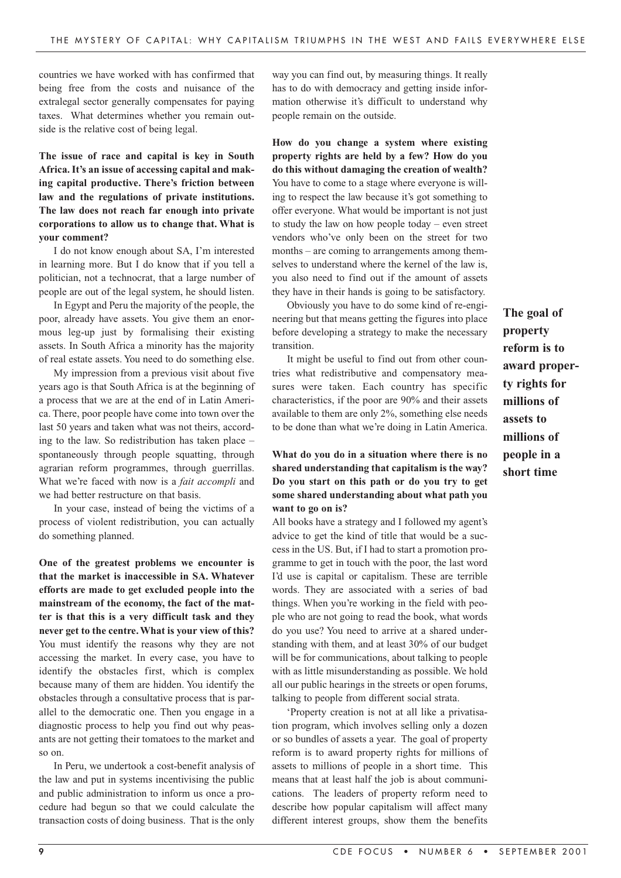countries we have worked with has confirmed that being free from the costs and nuisance of the extralegal sector generally compensates for paying taxes. What determines whether you remain outside is the relative cost of being legal.

**The issue of race and capital is key in South Africa. It's an issue of accessing capital and making capital productive. There's friction between law and the regulations of private institutions. The law does not reach far enough into private corporations to allow us to change that. What is your comment?**

I do not know enough about SA, I'm interested in learning more. But I do know that if you tell a politician, not a technocrat, that a large number of people are out of the legal system, he should listen.

In Egypt and Peru the majority of the people, the poor, already have assets. You give them an enormous leg-up just by formalising their existing assets. In South Africa a minority has the majority of real estate assets. You need to do something else.

My impression from a previous visit about five years ago is that South Africa is at the beginning of a process that we are at the end of in Latin America. There, poor people have come into town over the last 50 years and taken what was not theirs, according to the law. So redistribution has taken place – spontaneously through people squatting, through agrarian reform programmes, through guerrillas. What we're faced with now is a *fait accompli* and we had better restructure on that basis.

In your case, instead of being the victims of a process of violent redistribution, you can actually do something planned.

**One of the greatest problems we encounter is that the market is inaccessible in SA. Whatever efforts are made to get excluded people into the mainstream of the economy, the fact of the matter is that this is a very difficult task and they never get to the centre. What is your view of this?**

You must identify the reasons why they are not accessing the market. In every case, you have to identify the obstacles first, which is complex because many of them are hidden. You identify the obstacles through a consultative process that is parallel to the democratic one. Then you engage in a diagnostic process to help you find out why peasants are not getting their tomatoes to the market and so on.

In Peru, we undertook a cost-benefit analysis of the law and put in systems incentivising the public and public administration to inform us once a procedure had begun so that we could calculate the transaction costs of doing business. That is the only way you can find out, by measuring things. It really has to do with democracy and getting inside information otherwise it's difficult to understand why people remain on the outside.

**How do you change a system where existing property rights are held by a few? How do you do this without damaging the creation of wealth?**

You have to come to a stage where everyone is willing to respect the law because it's got something to offer everyone. What would be important is not just to study the law on how people today – even street vendors who've only been on the street for two months – are coming to arrangements among themselves to understand where the kernel of the law is, you also need to find out if the amount of assets they have in their hands is going to be satisfactory.

Obviously you have to do some kind of re-engineering but that means getting the figures into place before developing a strategy to make the necessary transition.

It might be useful to find out from other countries what redistributive and compensatory measures were taken. Each country has specific characteristics, if the poor are 90% and their assets available to them are only 2%, something else needs to be done than what we're doing in Latin America.

**What do you do in a situation where there is no shared understanding that capitalism is the way? Do you start on this path or do you try to get some shared understanding about what path you want to go on is?**

All books have a strategy and I followed my agent's advice to get the kind of title that would be a success in the US. But, if I had to start a promotion programme to get in touch with the poor, the last word I'd use is capital or capitalism. These are terrible words. They are associated with a series of bad things. When you're working in the field with people who are not going to read the book, what words do you use? You need to arrive at a shared understanding with them, and at least 30% of our budget will be for communications, about talking to people with as little misunderstanding as possible. We hold all our public hearings in the streets or open forums, talking to people from different social strata.

'Property creation is not at all like a privatisation program, which involves selling only a dozen or so bundles of assets a year. The goal of property reform is to award property rights for millions of assets to millions of people in a short time. This means that at least half the job is about communications. The leaders of property reform need to describe how popular capitalism will affect many different interest groups, show them the benefits

**The goal of property reform is to award property rights for millions of assets to millions of people in a short time**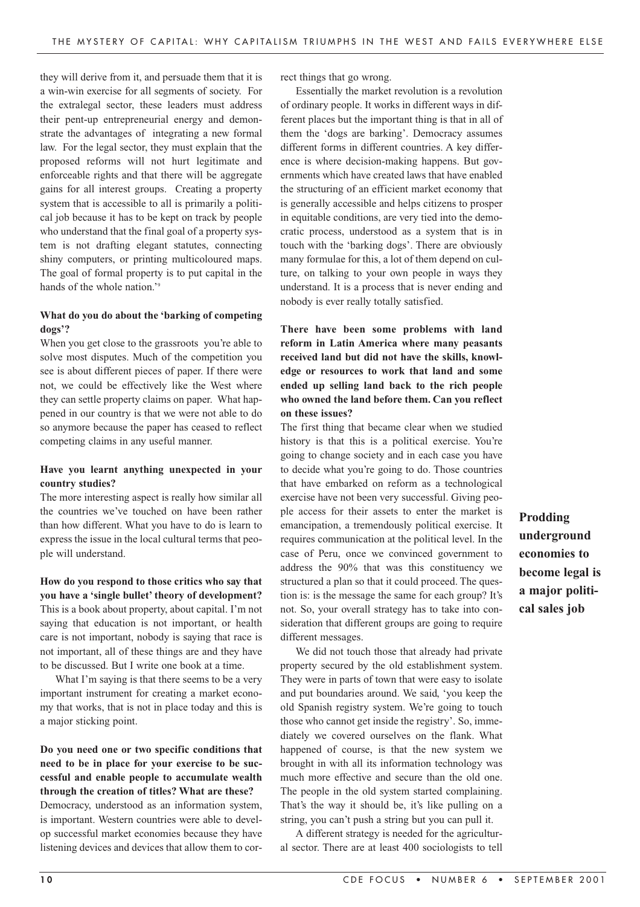they will derive from it, and persuade them that it is a win-win exercise for all segments of society. For the extralegal sector, these leaders must address their pent-up entrepreneurial energy and demonstrate the advantages of integrating a new formal law. For the legal sector, they must explain that the proposed reforms will not hurt legitimate and enforceable rights and that there will be aggregate gains for all interest groups. Creating a property system that is accessible to all is primarily a political job because it has to be kept on track by people who understand that the final goal of a property system is not drafting elegant statutes, connecting shiny computers, or printing multicoloured maps. The goal of formal property is to put capital in the hands of the whole nation.'[9]

**What do you do about the 'barking of competing dogs'?**

When you get close to the grassroots you're able to solve most disputes. Much of the competition you see is about different pieces of paper. If there were not, we could be effectively like the West where they can settle property claims on paper. What happened in our country is that we were not able to do so anymore because the paper has ceased to reflect competing claims in any useful manner.

**Have you learnt anything unexpected in your country studies?**

The more interesting aspect is really how similar all the countries we've touched on have been rather than how different. What you have to do is learn to express the issue in the local cultural terms that people will understand.

**How do you respond to those critics who say that you have a 'single bullet' theory of development?**

This is a book about property, about capital. I'm not saying that education is not important, or health care is not important, nobody is saying that race is not important, all of these things are and they have to be discussed. But I write one book at a time.

What I'm saying is that there seems to be a very important instrument for creating a market economy that works, that is not in place today and this is a major sticking point.

**Do you need one or two specific conditions that need to be in place for your exercise to be successful and enable people to accumulate wealth through the creation of titles? What are these?**

Democracy, understood as an information system, is important. Western countries were able to develop successful market economies because they have listening devices and devices that allow them to correct things that go wrong.

Essentially the market revolution is a revolution of ordinary people. It works in different ways in different places but the important thing is that in all of them the 'dogs are barking'. Democracy assumes different forms in different countries. A key difference is where decision-making happens. But governments which have created laws that have enabled the structuring of an efficient market economy that is generally accessible and helps citizens to prosper in equitable conditions, are very tied into the democratic process, understood as a system that is in touch with the 'barking dogs'. There are obviously many formulae for this, a lot of them depend on culture, on talking to your own people in ways they understand. It is a process that is never ending and nobody is ever really totally satisfied.

**There have been some problems with land reform in Latin America where many peasants received land but did not have the skills, knowledge or resources to work that land and some ended up selling land back to the rich people who owned the land before them. Can you reflect on these issues?**

The first thing that became clear when we studied history is that this is a political exercise. You're going to change society and in each case you have to decide what you're going to do. Those countries that have embarked on reform as a technological exercise have not been very successful. Giving people access for their assets to enter the market is emancipation, a tremendously political exercise. It requires communication at the political level. In the case of Peru, once we convinced government to address the 90% that was this constituency we structured a plan so that it could proceed. The question is: is the message the same for each group? It's not. So, your overall strategy has to take into consideration that different groups are going to require different messages.

**Prodding underground economies to become legal is a major political sales job**

We did not touch those that already had private property secured by the old establishment system. They were in parts of town that were easy to isolate and put boundaries around. We said, 'you keep the old Spanish registry system. We're going to touch those who cannot get inside the registry'. So, immediately we covered ourselves on the flank. What happened of course, is that the new system we brought in with all its information technology was much more effective and secure than the old one. The people in the old system started complaining. That's the way it should be, it's like pulling on a string, you can't push a string but you can pull it.

A different strategy is needed for the agricultural sector. There are at least 400 sociologists to tell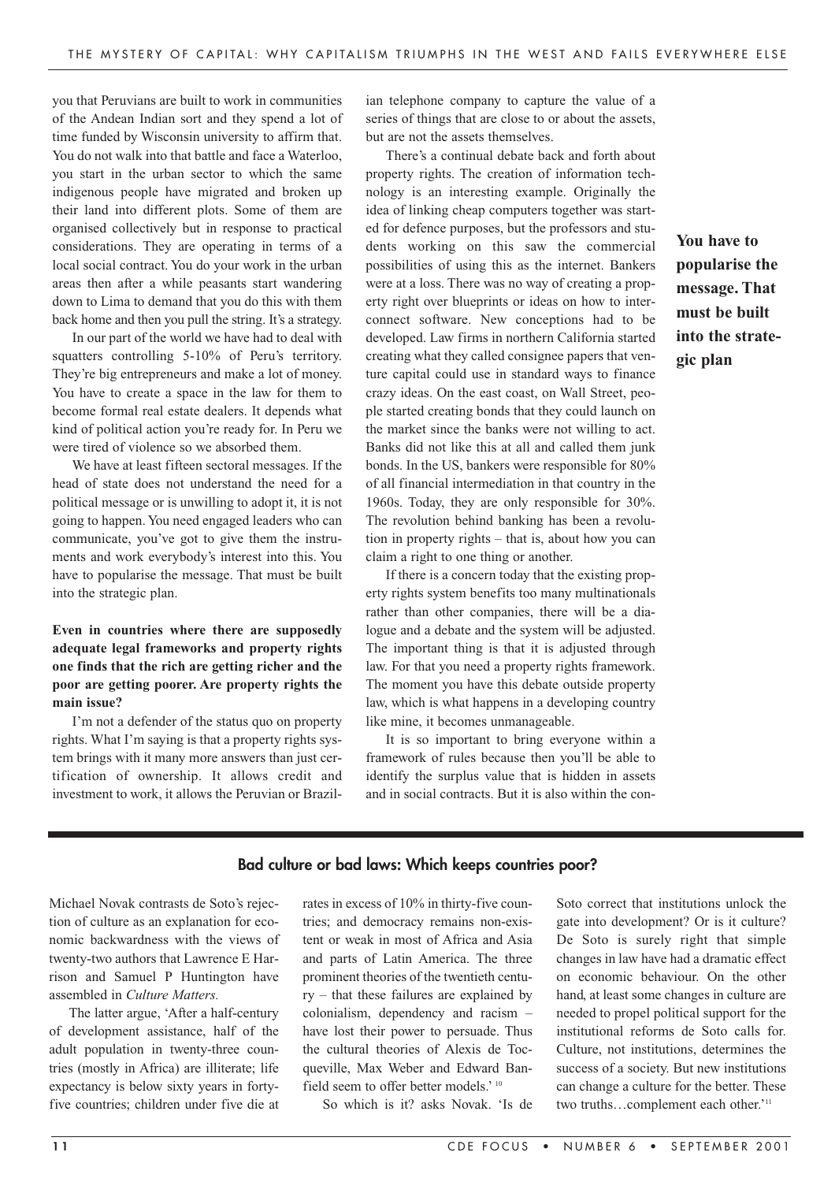you that Peruvians are built to work in communities of the Andean Indian sort and they spend a lot of time funded by Wisconsin university to affirm that. You do not walk into that battle and face a Waterloo, you start in the urban sector to which the same indigenous people have migrated and broken up their land into different plots. Some of them are organised collectively but in response to practical considerations. They are operating in terms of a local social contract. You do your work in the urban areas then after a while peasants start wandering down to Lima to demand that you do this with them back home and then you pull the string. It's a strategy.

In our part of the world we have had to deal with squatters controlling 5-10% of Peru's territory. They're big entrepreneurs and make a lot of money. You have to create a space in the law for them to become formal real estate dealers. It depends what kind of political action you're ready for. In Peru we were tired of violence so we absorbed them.

We have at least fifteen sectoral messages. If the head of state does not understand the need for a political message or is unwilling to adopt it, it is not going to happen. You need engaged leaders who can communicate, you've got to give them the instruments and work everybody's interest into this. You have to popularise the message. That must be built into the strategic plan.

**Even in countries where there are supposedly adequate legal frameworks and property rights one finds that the rich are getting richer and the poor are getting poorer. Are property rights the main issue?**

I'm not a defender of the status quo on property rights. What I'm saying is that a property rights system brings with it many more answers than just certification of ownership. It allows credit and investment to work, it allows the Peruvian or Brazilian telephone company to capture the value of a series of things that are close to or about the assets, but are not the assets themselves.

There's a continual debate back and forth about property rights. The creation of information technology is an interesting example. Originally the idea of linking cheap computers together was started for defence purposes, but the professors and students working on this saw the commercial possibilities of using this as the internet. Bankers were at a loss. There was no way of creating a property right over blueprints or ideas on how to interconnect software. New conceptions had to be developed. Law firms in northern California started creating what they called consignee papers that venture capital could use in standard ways to finance crazy ideas. On the east coast, on Wall Street, people started creating bonds that they could launch on the market since the banks were not willing to act. Banks did not like this at all and called them junk bonds. In the US, bankers were responsible for 80% of all financial intermediation in that country in the 1960s. Today, they are only responsible for 30%. The revolution behind banking has been a revolution in property rights – that is, about how you can claim a right to one thing or another.

If there is a concern today that the existing property rights system benefits too many multinationals rather than other companies, there will be a dialogue and a debate and the system will be adjusted. The important thing is that it is adjusted through law. For that you need a property rights framework. The moment you have this debate outside property law, which is what happens in a developing country like mine, it becomes unmanageable.

It is so important to bring everyone within a framework of rules because then you'll be able to identify the surplus value that is hidden in assets and in social contracts. But it is also within the con-

**You have to popularise the message. That must be built into the strategic plan**

## Bad culture or bad laws: Which keeps countries poor?

Michael Novak contrasts de Soto's rejection of culture as an explanation for economic backwardness with the views of twenty-two authors that Lawrence E Harrison and Samuel P Huntington have assembled in *Culture Matters.*

The latter argue, 'After a half-century of development assistance, half of the adult population in twenty-three countries (mostly in Africa) are illiterate; life expectancy is below sixty years in forty-five countries; children under five die at rates in excess of 10% in thirty-five countries; and democracy remains non-existent or weak in most of Africa and Asia and parts of Latin America. The three prominent theories of the twentieth century – that these failures are explained by colonialism, dependency and racism – have lost their power to persuade. Thus the cultural theories of Alexis de Tocqueville, Max Weber and Edward Banfield seem to offer better models.' [10]

So which is it? asks Novak. 'Is de Soto correct that institutions unlock the gate into development? Or is it culture? De Soto is surely right that simple changes in law have had a dramatic effect on economic behaviour. On the other hand, at least some changes in culture are needed to propel political support for the institutional reforms de Soto calls for. Culture, not institutions, determines the success of a society. But new institutions can change a culture for the better. These two truths…complement each other.' [11]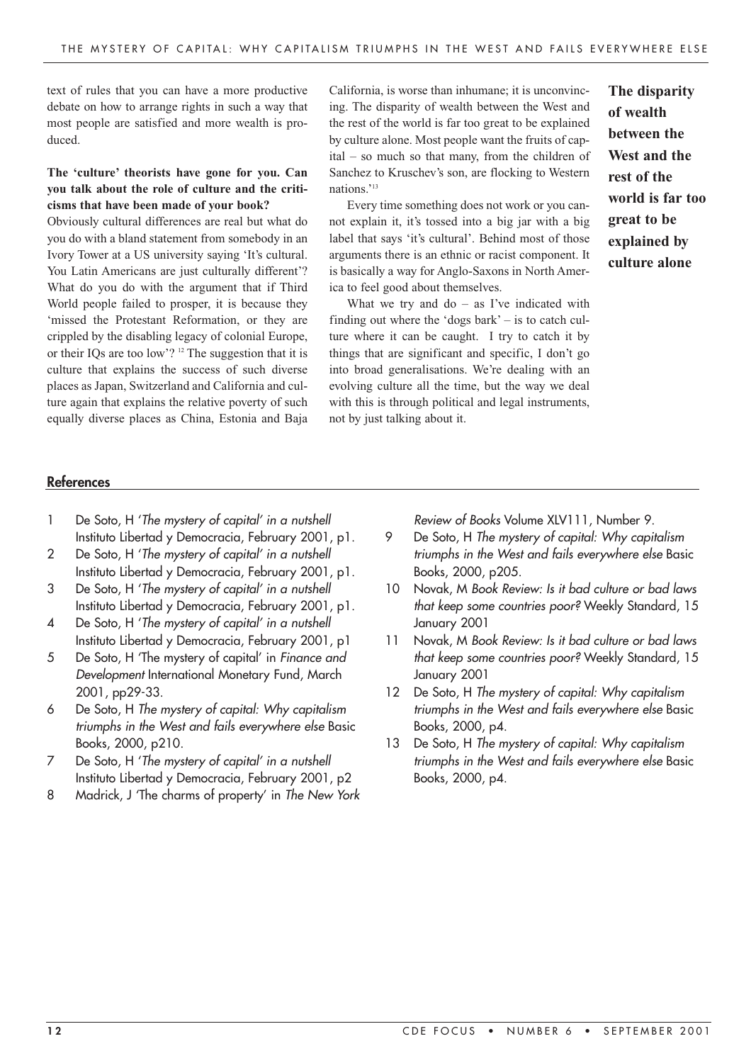text of rules that you can have a more productive debate on how to arrange rights in such a way that most people are satisfied and more wealth is produced.

**The 'culture' theorists have gone for you. Can you talk about the role of culture and the criticisms that have been made of your book?**

Obviously cultural differences are real but what do you do with a bland statement from somebody in an Ivory Tower at a US university saying 'It's cultural. You Latin Americans are just culturally different'? What do you do with the argument that if Third World people failed to prosper, it is because they 'missed the Protestant Reformation, or they are crippled by the disabling legacy of colonial Europe, or their IQs are too low'? [12] The suggestion that it is culture that explains the success of such diverse places as Japan, Switzerland and California and culture again that explains the relative poverty of such equally diverse places as China, Estonia and Baja California, is worse than inhumane; it is unconvincing. The disparity of wealth between the West and the rest of the world is far too great to be explained by culture alone. Most people want the fruits of capital – so much so that many, from the children of Sanchez to Kruschev's son, are flocking to Western nations.'[13]

Every time something does not work or you cannot explain it, it's tossed into a big jar with a big label that says 'it's cultural'. Behind most of those arguments there is an ethnic or racist component. It is basically a way for Anglo-Saxons in North America to feel good about themselves.

What we try and do – as I've indicated with finding out where the 'dogs bark' – is to catch culture where it can be caught. I try to catch it by things that are significant and specific, I don't go into broad generalisations. We're dealing with an evolving culture all the time, but the way we deal with this is through political and legal instruments, not by just talking about it.

**The disparity of wealth between the West and the rest of the world is far too great to be explained by culture alone**

## References

1. De Soto, H '*The mystery of capital' in a nutshell* Instituto Libertad y Democracia, February 2001, p1.
2. De Soto, H '*The mystery of capital' in a nutshell* Instituto Libertad y Democracia, February 2001, p1.
3. De Soto, H '*The mystery of capital' in a nutshell* Instituto Libertad y Democracia, February 2001, p1.
4. De Soto, H '*The mystery of capital' in a nutshell* Instituto Libertad y Democracia, February 2001, p1
5. De Soto, H 'The mystery of capital' in *Finance and Development* International Monetary Fund, March 2001, pp29-33.
6. De Soto, H *The mystery of capital: Why capitalism triumphs in the West and fails everywhere else* Basic Books, 2000, p210.
7. De Soto, H '*The mystery of capital' in a nutshell* Instituto Libertad y Democracia, February 2001, p2
8. Madrick, J 'The charms of property' in *The New York Review of Books* Volume XLV111, Number 9.
9. De Soto, H *The mystery of capital: Why capitalism triumphs in the West and fails everywhere else* Basic Books, 2000, p205.
10. Novak, M *Book Review: Is it bad culture or bad laws that keep some countries poor?* Weekly Standard, 15 January 2001
11. Novak, M *Book Review: Is it bad culture or bad laws that keep some countries poor?* Weekly Standard, 15 January 2001
12. De Soto, H *The mystery of capital: Why capitalism triumphs in the West and fails everywhere else* Basic Books, 2000, p4.
13. De Soto, H *The mystery of capital: Why capitalism triumphs in the West and fails everywhere else* Basic Books, 2000, p4.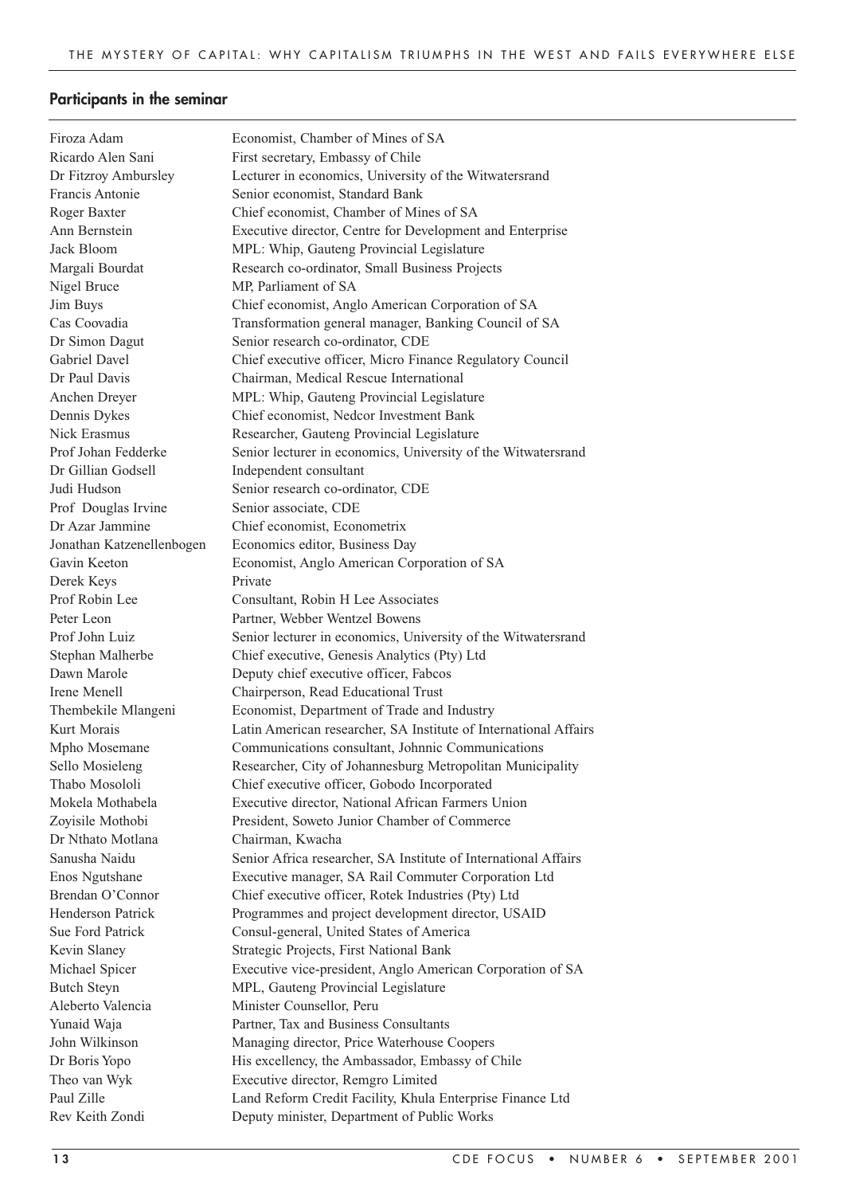## Participants in the seminar

| | |
|---|---|
| Firoza Adam | Economist, Chamber of Mines of SA |
| Ricardo Alen Sani | First secretary, Embassy of Chile |
| Dr Fitzroy Ambursley | Lecturer in economics, University of the Witwatersrand |
| Francis Antonie | Senior economist, Standard Bank |
| Roger Baxter | Chief economist, Chamber of Mines of SA |
| Ann Bernstein | Executive director, Centre for Development and Enterprise |
| Jack Bloom | MPL: Whip, Gauteng Provincial Legislature |
| Margali Bourdat | Research co-ordinator, Small Business Projects |
| Nigel Bruce | MP, Parliament of SA |
| Jim Buys | Chief economist, Anglo American Corporation of SA |
| Cas Coovadia | Transformation general manager, Banking Council of SA |
| Dr Simon Dagut | Senior research co-ordinator, CDE |
| Gabriel Davel | Chief executive officer, Micro Finance Regulatory Council |
| Dr Paul Davis | Chairman, Medical Rescue International |
| Anchen Dreyer | MPL: Whip, Gauteng Provincial Legislature |
| Dennis Dykes | Chief economist, Nedcor Investment Bank |
| Nick Erasmus | Researcher, Gauteng Provincial Legislature |
| Prof Johan Fedderke | Senior lecturer in economics, University of the Witwatersrand |
| Dr Gillian Godsell | Independent consultant |
| Judi Hudson | Senior research co-ordinator, CDE |
| Prof Douglas Irvine | Senior associate, CDE |
| Dr Azar Jammine | Chief economist, Econometrix |
| Jonathan Katzenellenbogen | Economics editor, Business Day |
| Gavin Keeton | Economist, Anglo American Corporation of SA |
| Derek Keys | Private |
| Prof Robin Lee | Consultant, Robin H Lee Associates |
| Peter Leon | Partner, Webber Wentzel Bowens |
| Prof John Luiz | Senior lecturer in economics, University of the Witwatersrand |
| Stephan Malherbe | Chief executive, Genesis Analytics (Pty) Ltd |
| Dawn Marole | Deputy chief executive officer, Fabcos |
| Irene Menell | Chairperson, Read Educational Trust |
| Thembekile Mlangeni | Economist, Department of Trade and Industry |
| Kurt Morais | Latin American researcher, SA Institute of International Affairs |
| Mpho Mosemane | Communications consultant, Johnnic Communications |
| Sello Mosieleng | Researcher, City of Johannesburg Metropolitan Municipality |
| Thabo Mosololi | Chief executive officer, Gobodo Incorporated |
| Mokela Mothabela | Executive director, National African Farmers Union |
| Zoyisile Mothobi | President, Soweto Junior Chamber of Commerce |
| Dr Nthato Motlana | Chairman, Kwacha |
| Sanusha Naidu | Senior Africa researcher, SA Institute of International Affairs |
| Enos Ngutshane | Executive manager, SA Rail Commuter Corporation Ltd |
| Brendan O'Connor | Chief executive officer, Rotek Industries (Pty) Ltd |
| Henderson Patrick | Programmes and project development director, USAID |
| Sue Ford Patrick | Consul-general, United States of America |
| Kevin Slaney | Strategic Projects, First National Bank |
| Michael Spicer | Executive vice-president, Anglo American Corporation of SA |
| Butch Steyn | MPL, Gauteng Provincial Legislature |
| Aleberto Valencia | Minister Counsellor, Peru |
| Yunaid Waja | Partner, Tax and Business Consultants |
| John Wilkinson | Managing director, Price Waterhouse Coopers |
| Dr Boris Yopo | His excellency, the Ambassador, Embassy of Chile |
| Theo van Wyk | Executive director, Remgro Limited |
| Paul Zille | Land Reform Credit Facility, Khula Enterprise Finance Ltd |
| Rev Keith Zondi | Deputy minister, Department of Public Works |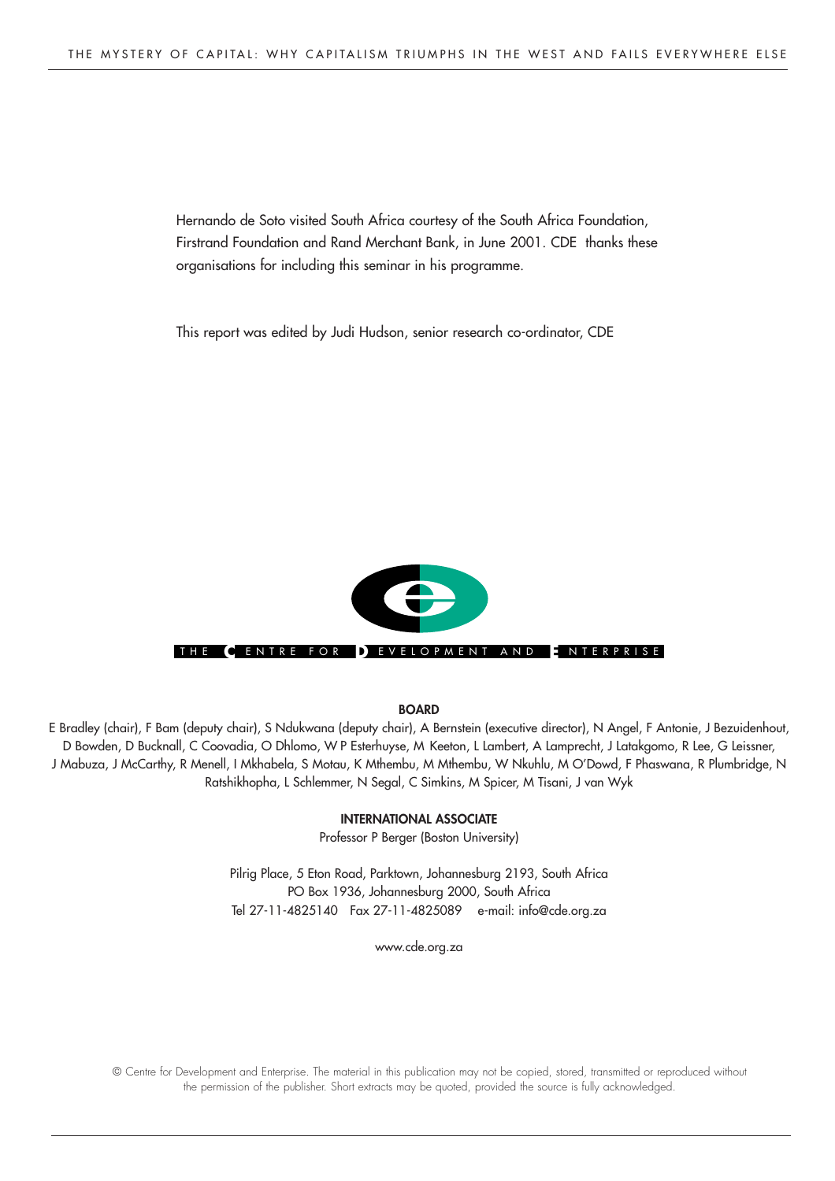Hernando de Soto visited South Africa courtesy of the South Africa Foundation, Firstrand Foundation and Rand Merchant Bank, in June 2001. CDE thanks these organisations for including this seminar in his programme.

This report was edited by Judi Hudson, senior research co-ordinator, CDE

THE CENTRE FOR DEVELOPMENT AND ENTERPRISE

**BOARD**

E Bradley (chair), F Bam (deputy chair), S Ndukwana (deputy chair), A Bernstein (executive director), N Angel, F Antonie, J Bezuidenhout, D Bowden, D Bucknall, C Coovadia, O Dhlomo, W P Esterhuyse, M Keeton, L Lambert, A Lamprecht, J Latakgomo, R Lee, G Leissner, J Mabuza, J McCarthy, R Menell, I Mkhabela, S Motau, K Mthembu, M Mthembu, W Nkuhlu, M O'Dowd, F Phaswana, R Plumbridge, N Ratshikhopha, L Schlemmer, N Segal, C Simkins, M Spicer, M Tisani, J van Wyk

**INTERNATIONAL ASSOCIATE**

Professor P Berger (Boston University)

Pilrig Place, 5 Eton Road, Parktown, Johannesburg 2193, South Africa
PO Box 1936, Johannesburg 2000, South Africa
Tel 27-11-4825140 Fax 27-11-4825089 e-mail: info@cde.org.za

www.cde.org.za

© Centre for Development and Enterprise. The material in this publication may not be copied, stored, transmitted or reproduced without the permission of the publisher. Short extracts may be quoted, provided the source is fully acknowledged.